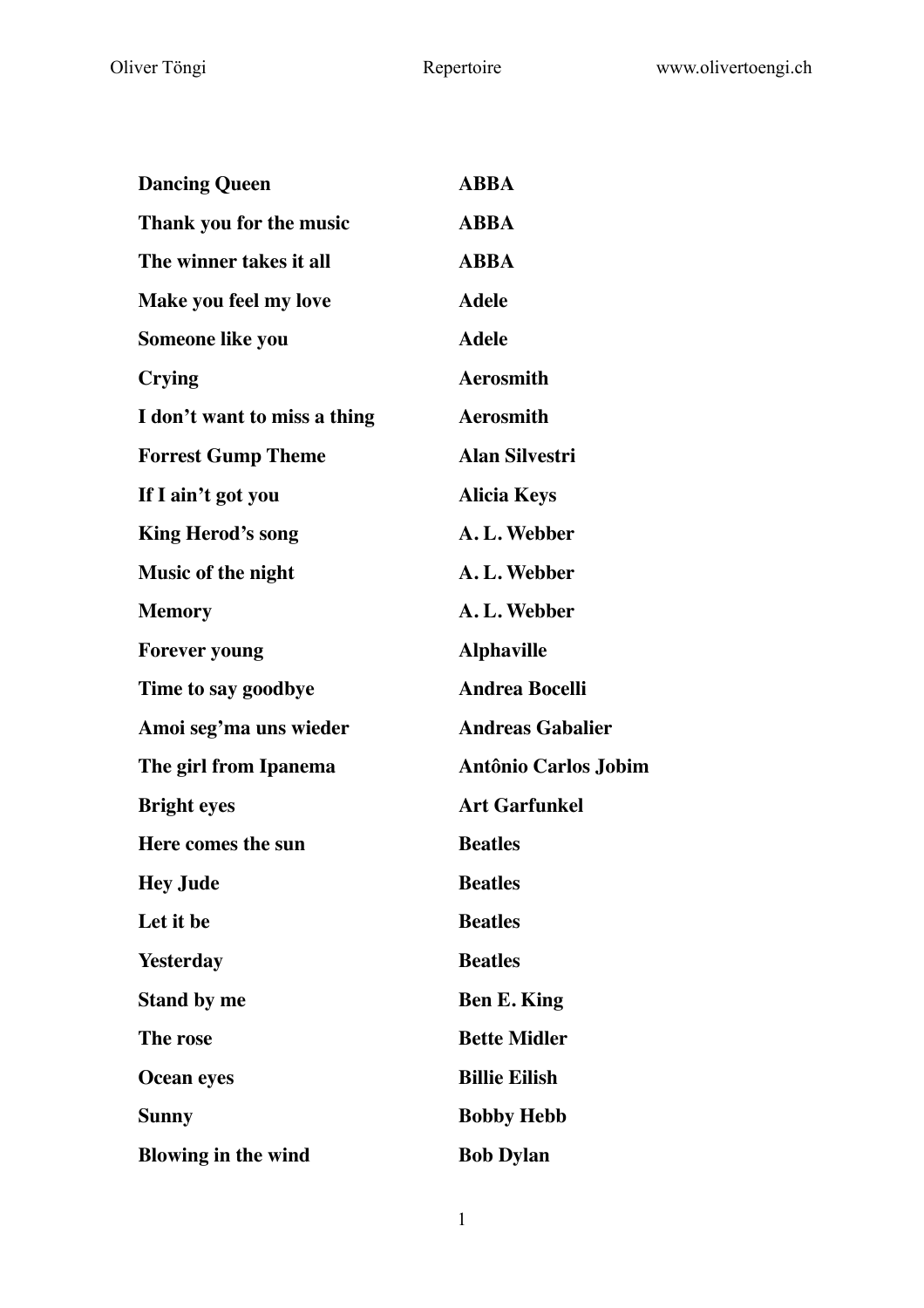| | |
|---|---|
| **Dancing Queen** | **ABBA** |
| **Thank you for the music** | **ABBA** |
| **The winner takes it all** | **ABBA** |
| **Make you feel my love** | **Adele** |
| **Someone like you** | **Adele** |
| **Crying** | **Aerosmith** |
| **I don’t want to miss a thing** | **Aerosmith** |
| **Forrest Gump Theme** | **Alan Silvestri** |
| **If I ain’t got you** | **Alicia Keys** |
| **King Herod’s song** | **A. L. Webber** |
| **Music of the night** | **A. L. Webber** |
| **Memory** | **A. L. Webber** |
| **Forever young** | **Alphaville** |
| **Time to say goodbye** | **Andrea Bocelli** |
| **Amoi seg’ma uns wieder** | **Andreas Gabalier** |
| **The girl from Ipanema** | **Antônio Carlos Jobim** |
| **Bright eyes** | **Art Garfunkel** |
| **Here comes the sun** | **Beatles** |
| **Hey Jude** | **Beatles** |
| **Let it be** | **Beatles** |
| **Yesterday** | **Beatles** |
| **Stand by me** | **Ben E. King** |
| **The rose** | **Bette Midler** |
| **Ocean eyes** | **Billie Eilish** |
| **Sunny** | **Bobby Hebb** |
| **Blowing in the wind** | **Bob Dylan** |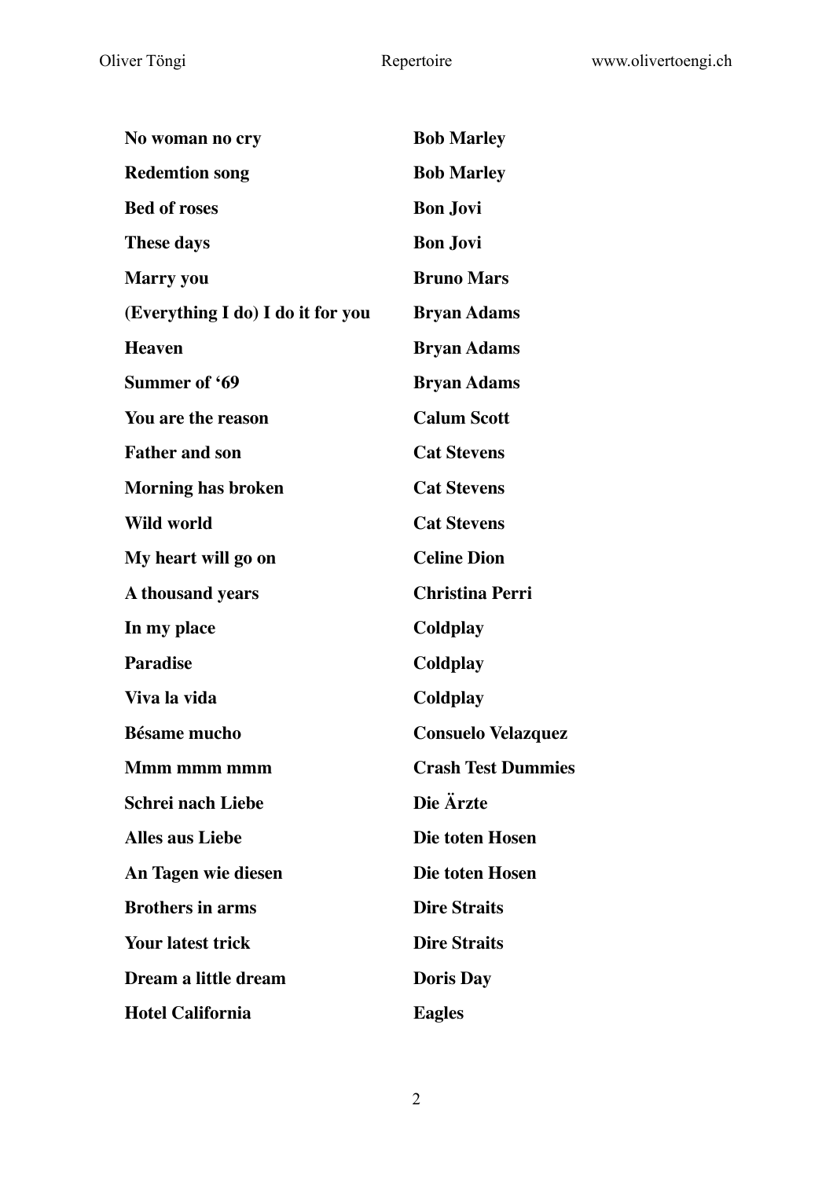| | |
|---|---|
| **No woman no cry** | **Bob Marley** |
| **Redemtion song** | **Bob Marley** |
| **Bed of roses** | **Bon Jovi** |
| **These days** | **Bon Jovi** |
| **Marry you** | **Bruno Mars** |
| **(Everything I do) I do it for you** | **Bryan Adams** |
| **Heaven** | **Bryan Adams** |
| **Summer of '69** | **Bryan Adams** |
| **You are the reason** | **Calum Scott** |
| **Father and son** | **Cat Stevens** |
| **Morning has broken** | **Cat Stevens** |
| **Wild world** | **Cat Stevens** |
| **My heart will go on** | **Celine Dion** |
| **A thousand years** | **Christina Perri** |
| **In my place** | **Coldplay** |
| **Paradise** | **Coldplay** |
| **Viva la vida** | **Coldplay** |
| **Bésame mucho** | **Consuelo Velazquez** |
| **Mmm mmm mmm** | **Crash Test Dummies** |
| **Schrei nach Liebe** | **Die Ärzte** |
| **Alles aus Liebe** | **Die toten Hosen** |
| **An Tagen wie diesen** | **Die toten Hosen** |
| **Brothers in arms** | **Dire Straits** |
| **Your latest trick** | **Dire Straits** |
| **Dream a little dream** | **Doris Day** |
| **Hotel California** | **Eagles** |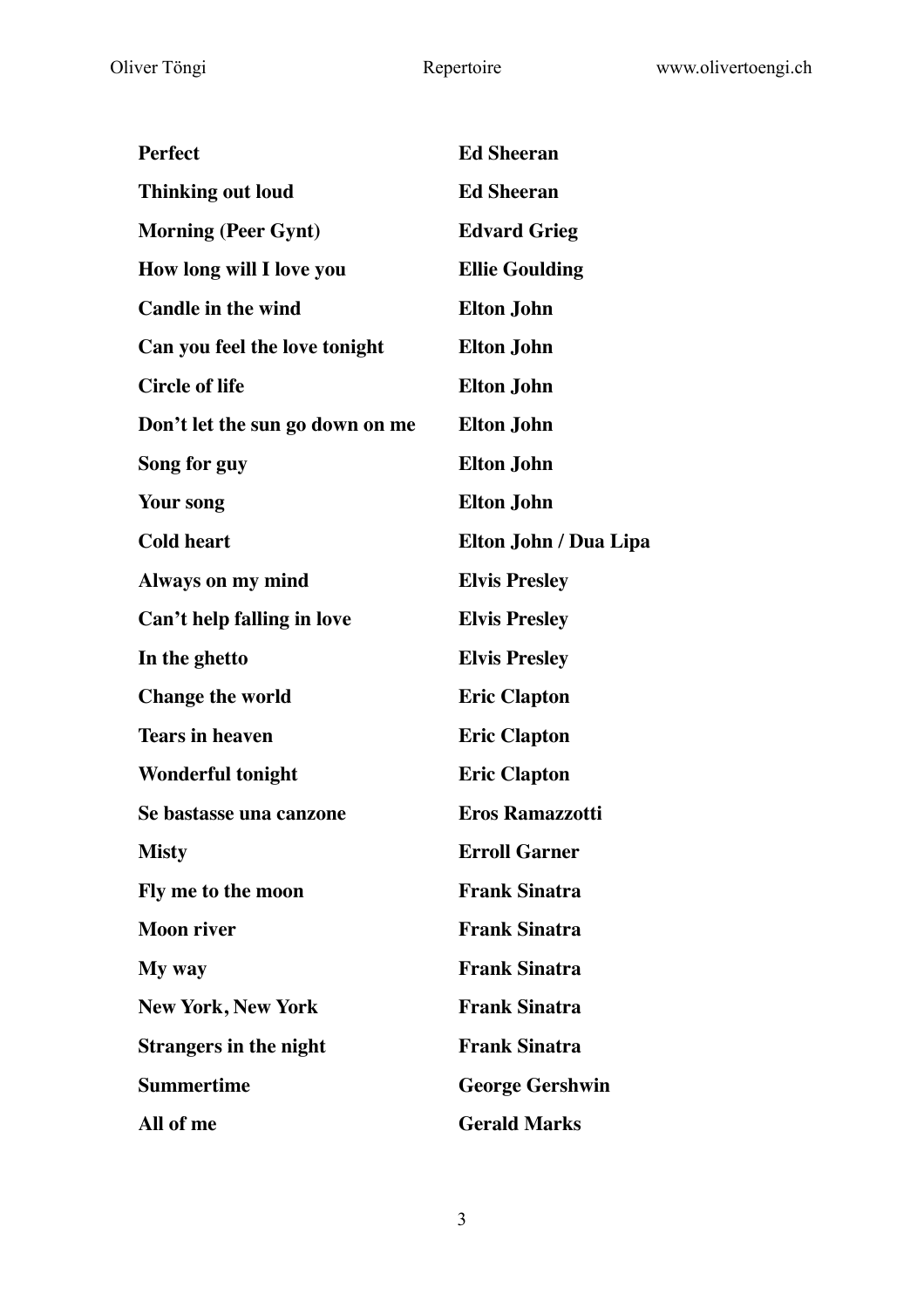| | |
|---|---|
| **Perfect** | **Ed Sheeran** |
| **Thinking out loud** | **Ed Sheeran** |
| **Morning (Peer Gynt)** | **Edvard Grieg** |
| **How long will I love you** | **Ellie Goulding** |
| **Candle in the wind** | **Elton John** |
| **Can you feel the love tonight** | **Elton John** |
| **Circle of life** | **Elton John** |
| **Don’t let the sun go down on me** | **Elton John** |
| **Song for guy** | **Elton John** |
| **Your song** | **Elton John** |
| **Cold heart** | **Elton John / Dua Lipa** |
| **Always on my mind** | **Elvis Presley** |
| **Can’t help falling in love** | **Elvis Presley** |
| **In the ghetto** | **Elvis Presley** |
| **Change the world** | **Eric Clapton** |
| **Tears in heaven** | **Eric Clapton** |
| **Wonderful tonight** | **Eric Clapton** |
| **Se bastasse una canzone** | **Eros Ramazzotti** |
| **Misty** | **Erroll Garner** |
| **Fly me to the moon** | **Frank Sinatra** |
| **Moon river** | **Frank Sinatra** |
| **My way** | **Frank Sinatra** |
| **New York, New York** | **Frank Sinatra** |
| **Strangers in the night** | **Frank Sinatra** |
| **Summertime** | **George Gershwin** |
| **All of me** | **Gerald Marks** |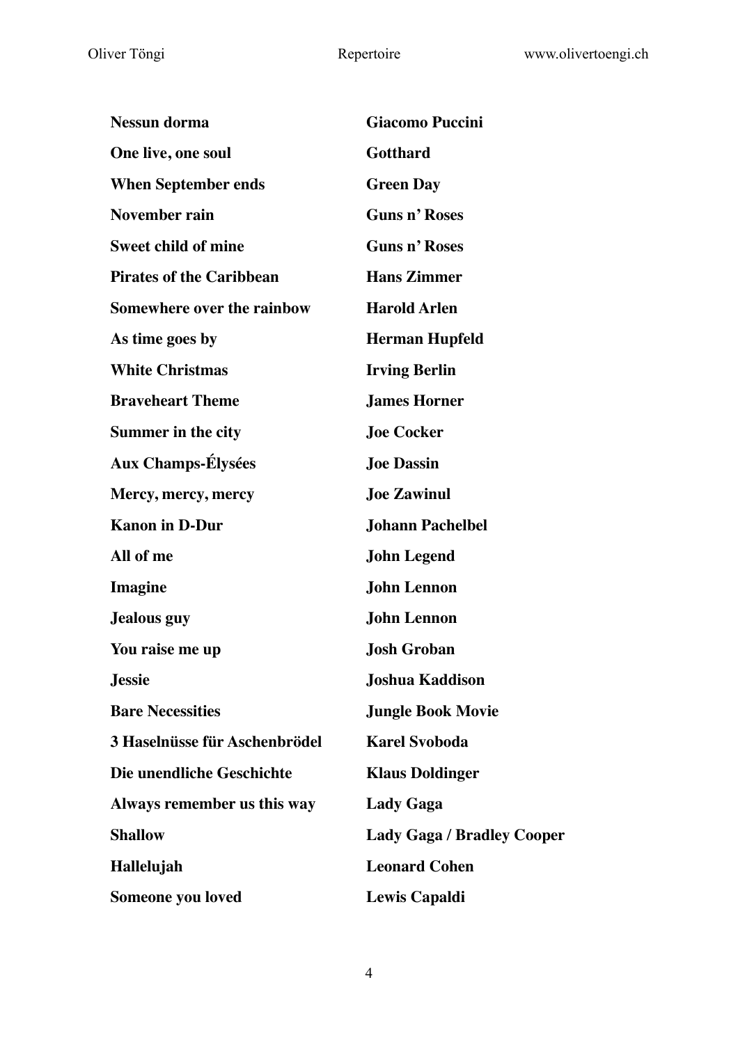| | |
|---|---|
| **Nessun dorma** | **Giacomo Puccini** |
| **One live, one soul** | **Gotthard** |
| **When September ends** | **Green Day** |
| **November rain** | **Guns n' Roses** |
| **Sweet child of mine** | **Guns n' Roses** |
| **Pirates of the Caribbean** | **Hans Zimmer** |
| **Somewhere over the rainbow** | **Harold Arlen** |
| **As time goes by** | **Herman Hupfeld** |
| **White Christmas** | **Irving Berlin** |
| **Braveheart Theme** | **James Horner** |
| **Summer in the city** | **Joe Cocker** |
| **Aux Champs-Élysées** | **Joe Dassin** |
| **Mercy, mercy, mercy** | **Joe Zawinul** |
| **Kanon in D-Dur** | **Johann Pachelbel** |
| **All of me** | **John Legend** |
| **Imagine** | **John Lennon** |
| **Jealous guy** | **John Lennon** |
| **You raise me up** | **Josh Groban** |
| **Jessie** | **Joshua Kaddison** |
| **Bare Necessities** | **Jungle Book Movie** |
| **3 Haselnüsse für Aschenbrödel** | **Karel Svoboda** |
| **Die unendliche Geschichte** | **Klaus Doldinger** |
| **Always remember us this way** | **Lady Gaga** |
| **Shallow** | **Lady Gaga / Bradley Cooper** |
| **Hallelujah** | **Leonard Cohen** |
| **Someone you loved** | **Lewis Capaldi** |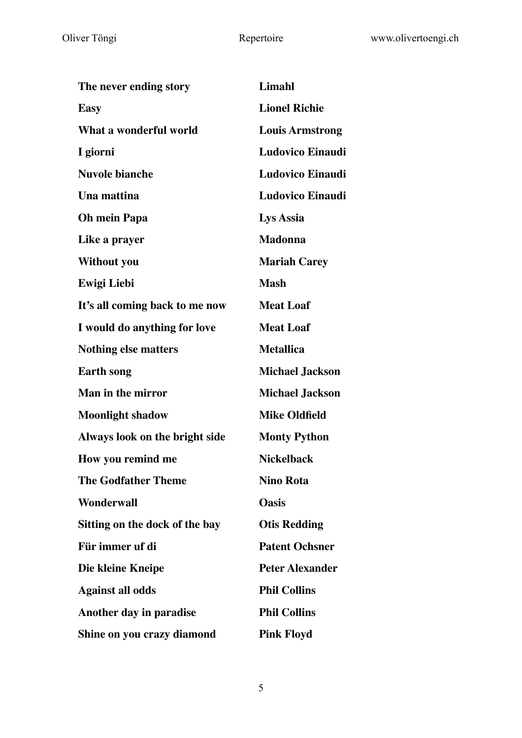| | |
|---|---|
| **The never ending story** | **Limahl** |
| **Easy** | **Lionel Richie** |
| **What a wonderful world** | **Louis Armstrong** |
| **I giorni** | **Ludovico Einaudi** |
| **Nuvole bianche** | **Ludovico Einaudi** |
| **Una mattina** | **Ludovico Einaudi** |
| **Oh mein Papa** | **Lys Assia** |
| **Like a prayer** | **Madonna** |
| **Without you** | **Mariah Carey** |
| **Ewigi Liebi** | **Mash** |
| **It's all coming back to me now** | **Meat Loaf** |
| **I would do anything for love** | **Meat Loaf** |
| **Nothing else matters** | **Metallica** |
| **Earth song** | **Michael Jackson** |
| **Man in the mirror** | **Michael Jackson** |
| **Moonlight shadow** | **Mike Oldfield** |
| **Always look on the bright side** | **Monty Python** |
| **How you remind me** | **Nickelback** |
| **The Godfather Theme** | **Nino Rota** |
| **Wonderwall** | **Oasis** |
| **Sitting on the dock of the bay** | **Otis Redding** |
| **Für immer uf di** | **Patent Ochsner** |
| **Die kleine Kneipe** | **Peter Alexander** |
| **Against all odds** | **Phil Collins** |
| **Another day in paradise** | **Phil Collins** |
| **Shine on you crazy diamond** | **Pink Floyd** |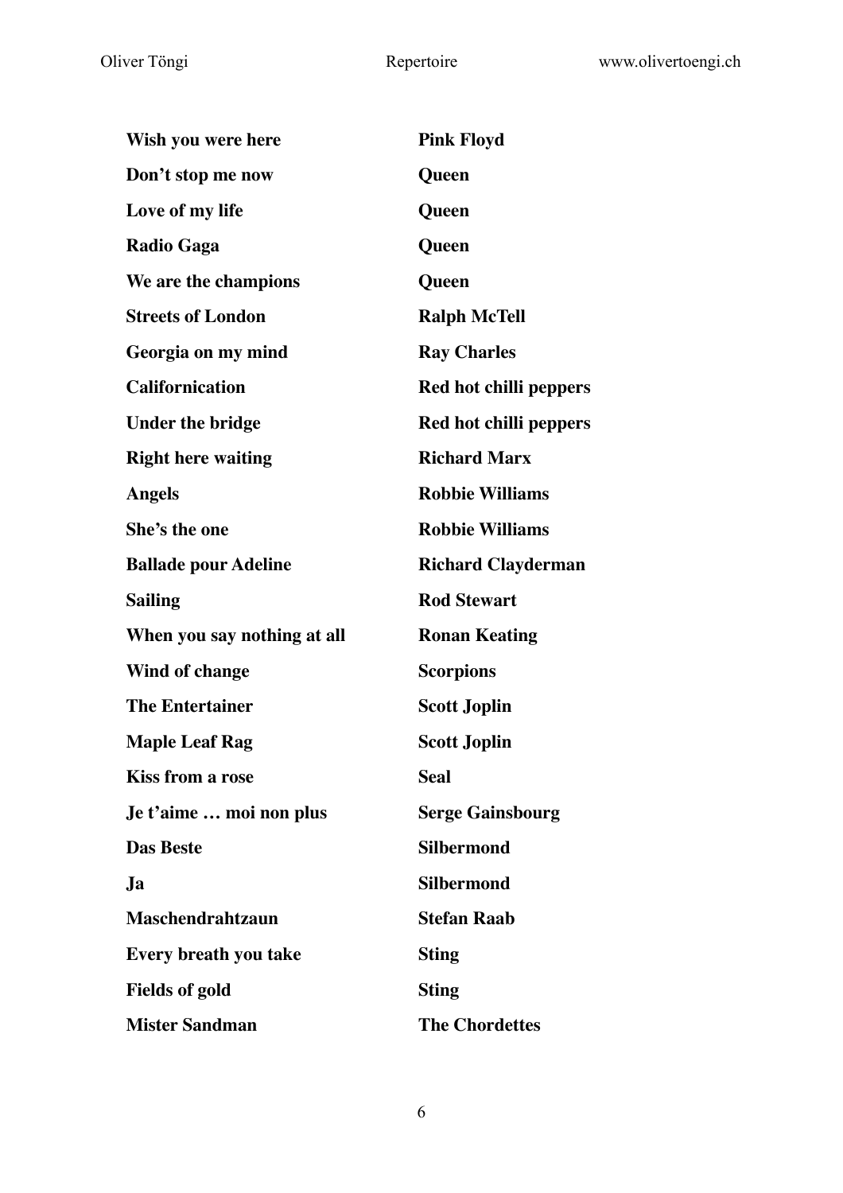| | |
|---|---|
| **Wish you were here** | **Pink Floyd** |
| **Don’t stop me now** | **Queen** |
| **Love of my life** | **Queen** |
| **Radio Gaga** | **Queen** |
| **We are the champions** | **Queen** |
| **Streets of London** | **Ralph McTell** |
| **Georgia on my mind** | **Ray Charles** |
| **Californication** | **Red hot chilli peppers** |
| **Under the bridge** | **Red hot chilli peppers** |
| **Right here waiting** | **Richard Marx** |
| **Angels** | **Robbie Williams** |
| **She’s the one** | **Robbie Williams** |
| **Ballade pour Adeline** | **Richard Clayderman** |
| **Sailing** | **Rod Stewart** |
| **When you say nothing at all** | **Ronan Keating** |
| **Wind of change** | **Scorpions** |
| **The Entertainer** | **Scott Joplin** |
| **Maple Leaf Rag** | **Scott Joplin** |
| **Kiss from a rose** | **Seal** |
| **Je t’aime … moi non plus** | **Serge Gainsbourg** |
| **Das Beste** | **Silbermond** |
| **Ja** | **Silbermond** |
| **Maschendrahtzaun** | **Stefan Raab** |
| **Every breath you take** | **Sting** |
| **Fields of gold** | **Sting** |
| **Mister Sandman** | **The Chordettes** |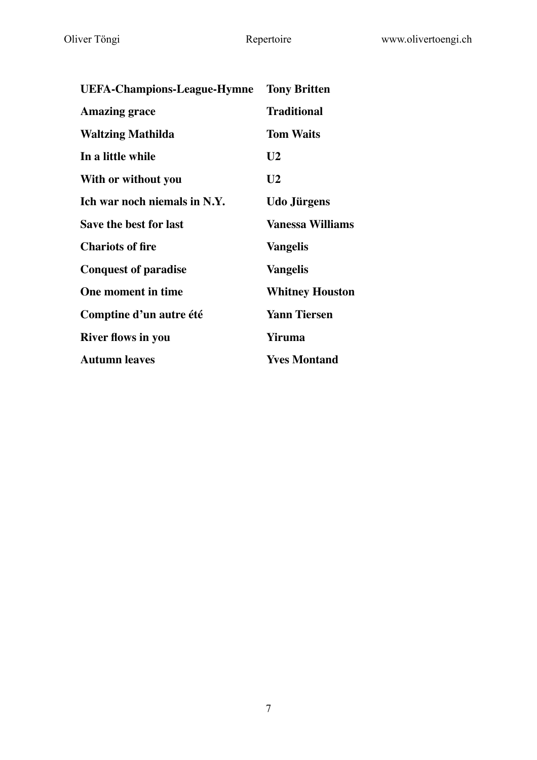| | |
|---|---|
| **UEFA-Champions-League-Hymne** | **Tony Britten** |
| **Amazing grace** | **Traditional** |
| **Waltzing Mathilda** | **Tom Waits** |
| **In a little while** | **U2** |
| **With or without you** | **U2** |
| **Ich war noch niemals in N.Y.** | **Udo Jürgens** |
| **Save the best for last** | **Vanessa Williams** |
| **Chariots of fire** | **Vangelis** |
| **Conquest of paradise** | **Vangelis** |
| **One moment in time** | **Whitney Houston** |
| **Comptine d'un autre été** | **Yann Tiersen** |
| **River flows in you** | **Yiruma** |
| **Autumn leaves** | **Yves Montand** |